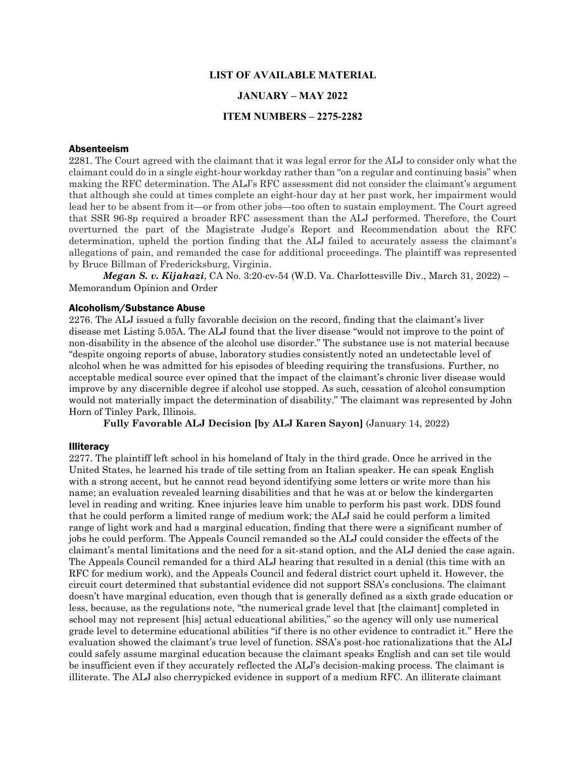**LIST OF AVAILABLE MATERIAL**

**JANUARY – MAY 2022**

**ITEM NUMBERS – 2275-2282**

## Absenteeism

2281. The Court agreed with the claimant that it was legal error for the ALJ to consider only what the claimant could do in a single eight-hour workday rather than "on a regular and continuing basis" when making the RFC determination. The ALJ's RFC assessment did not consider the claimant's argument that although she could at times complete an eight-hour day at her past work, her impairment would lead her to be absent from it—or from other jobs—too often to sustain employment. The Court agreed that SSR 96-8p required a broader RFC assessment than the ALJ performed. Therefore, the Court overturned the part of the Magistrate Judge's Report and Recommendation about the RFC determination, upheld the portion finding that the ALJ failed to accurately assess the claimant's allegations of pain, and remanded the case for additional proceedings. The plaintiff was represented by Bruce Billman of Fredericksburg, Virginia.

***Megan S. v. Kijakazi***, CA No. 3:20-cv-54 (W.D. Va. Charlottesville Div., March 31, 2022) – Memorandum Opinion and Order

## Alcoholism/Substance Abuse

2276. The ALJ issued a fully favorable decision on the record, finding that the claimant's liver disease met Listing 5.05A. The ALJ found that the liver disease "would not improve to the point of non-disability in the absence of the alcohol use disorder." The substance use is not material because "despite ongoing reports of abuse, laboratory studies consistently noted an undetectable level of alcohol when he was admitted for his episodes of bleeding requiring the transfusions. Further, no acceptable medical source ever opined that the impact of the claimant's chronic liver disease would improve by any discernible degree if alcohol use stopped. As such, cessation of alcohol consumption would not materially impact the determination of disability." The claimant was represented by John Horn of Tinley Park, Illinois.

**Fully Favorable ALJ Decision [by ALJ Karen Sayon]** (January 14, 2022)

## Illiteracy

2277. The plaintiff left school in his homeland of Italy in the third grade. Once he arrived in the United States, he learned his trade of tile setting from an Italian speaker. He can speak English with a strong accent, but he cannot read beyond identifying some letters or write more than his name; an evaluation revealed learning disabilities and that he was at or below the kindergarten level in reading and writing. Knee injuries leave him unable to perform his past work. DDS found that he could perform a limited range of medium work; the ALJ said he could perform a limited range of light work and had a marginal education, finding that there were a significant number of jobs he could perform. The Appeals Council remanded so the ALJ could consider the effects of the claimant's mental limitations and the need for a sit-stand option, and the ALJ denied the case again. The Appeals Council remanded for a third ALJ hearing that resulted in a denial (this time with an RFC for medium work), and the Appeals Council and federal district court upheld it. However, the circuit court determined that substantial evidence did not support SSA's conclusions. The claimant doesn't have marginal education, even though that is generally defined as a sixth grade education or less, because, as the regulations note, "the numerical grade level that [the claimant] completed in school may not represent [his] actual educational abilities," so the agency will only use numerical grade level to determine educational abilities "if there is no other evidence to contradict it." Here the evaluation showed the claimant's true level of function. SSA's post-hoc rationalizations that the ALJ could safely assume marginal education because the claimant speaks English and can set tile would be insufficient even if they accurately reflected the ALJ's decision-making process. The claimant is illiterate. The ALJ also cherrypicked evidence in support of a medium RFC. An illiterate claimant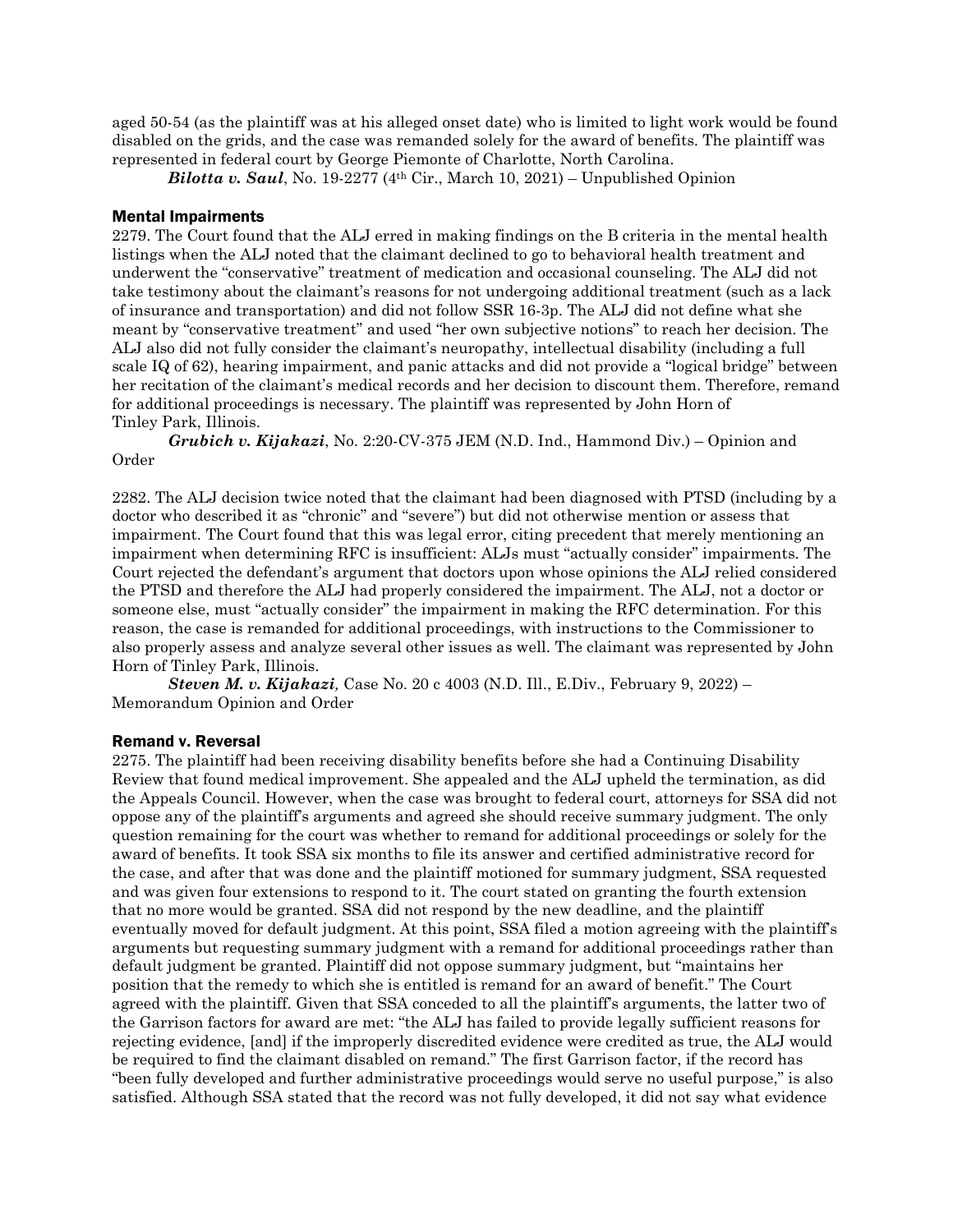aged 50-54 (as the plaintiff was at his alleged onset date) who is limited to light work would be found disabled on the grids, and the case was remanded solely for the award of benefits. The plaintiff was represented in federal court by George Piemonte of Charlotte, North Carolina.

***Bilotta v. Saul***, No. 19-2277 (4th Cir., March 10, 2021) – Unpublished Opinion

### Mental Impairments

2279. The Court found that the ALJ erred in making findings on the B criteria in the mental health listings when the ALJ noted that the claimant declined to go to behavioral health treatment and underwent the "conservative" treatment of medication and occasional counseling. The ALJ did not take testimony about the claimant's reasons for not undergoing additional treatment (such as a lack of insurance and transportation) and did not follow SSR 16-3p. The ALJ did not define what she meant by "conservative treatment" and used "her own subjective notions" to reach her decision. The ALJ also did not fully consider the claimant's neuropathy, intellectual disability (including a full scale IQ of 62), hearing impairment, and panic attacks and did not provide a "logical bridge" between her recitation of the claimant's medical records and her decision to discount them. Therefore, remand for additional proceedings is necessary. The plaintiff was represented by John Horn of Tinley Park, Illinois.

***Grubich v. Kijakazi***, No. 2:20-CV-375 JEM (N.D. Ind., Hammond Div.) – Opinion and Order

2282. The ALJ decision twice noted that the claimant had been diagnosed with PTSD (including by a doctor who described it as "chronic" and "severe") but did not otherwise mention or assess that impairment. The Court found that this was legal error, citing precedent that merely mentioning an impairment when determining RFC is insufficient: ALJs must "actually consider" impairments. The Court rejected the defendant's argument that doctors upon whose opinions the ALJ relied considered the PTSD and therefore the ALJ had properly considered the impairment. The ALJ, not a doctor or someone else, must "actually consider" the impairment in making the RFC determination. For this reason, the case is remanded for additional proceedings, with instructions to the Commissioner to also properly assess and analyze several other issues as well. The claimant was represented by John Horn of Tinley Park, Illinois.

***Steven M. v. Kijakazi,*** Case No. 20 c 4003 (N.D. Ill., E.Div., February 9, 2022) – Memorandum Opinion and Order

### Remand v. Reversal

2275. The plaintiff had been receiving disability benefits before she had a Continuing Disability Review that found medical improvement. She appealed and the ALJ upheld the termination, as did the Appeals Council. However, when the case was brought to federal court, attorneys for SSA did not oppose any of the plaintiff's arguments and agreed she should receive summary judgment. The only question remaining for the court was whether to remand for additional proceedings or solely for the award of benefits. It took SSA six months to file its answer and certified administrative record for the case, and after that was done and the plaintiff motioned for summary judgment, SSA requested and was given four extensions to respond to it. The court stated on granting the fourth extension that no more would be granted. SSA did not respond by the new deadline, and the plaintiff eventually moved for default judgment. At this point, SSA filed a motion agreeing with the plaintiff's arguments but requesting summary judgment with a remand for additional proceedings rather than default judgment be granted. Plaintiff did not oppose summary judgment, but "maintains her position that the remedy to which she is entitled is remand for an award of benefit." The Court agreed with the plaintiff. Given that SSA conceded to all the plaintiff's arguments, the latter two of the Garrison factors for award are met: "the ALJ has failed to provide legally sufficient reasons for rejecting evidence, [and] if the improperly discredited evidence were credited as true, the ALJ would be required to find the claimant disabled on remand." The first Garrison factor, if the record has "been fully developed and further administrative proceedings would serve no useful purpose," is also satisfied. Although SSA stated that the record was not fully developed, it did not say what evidence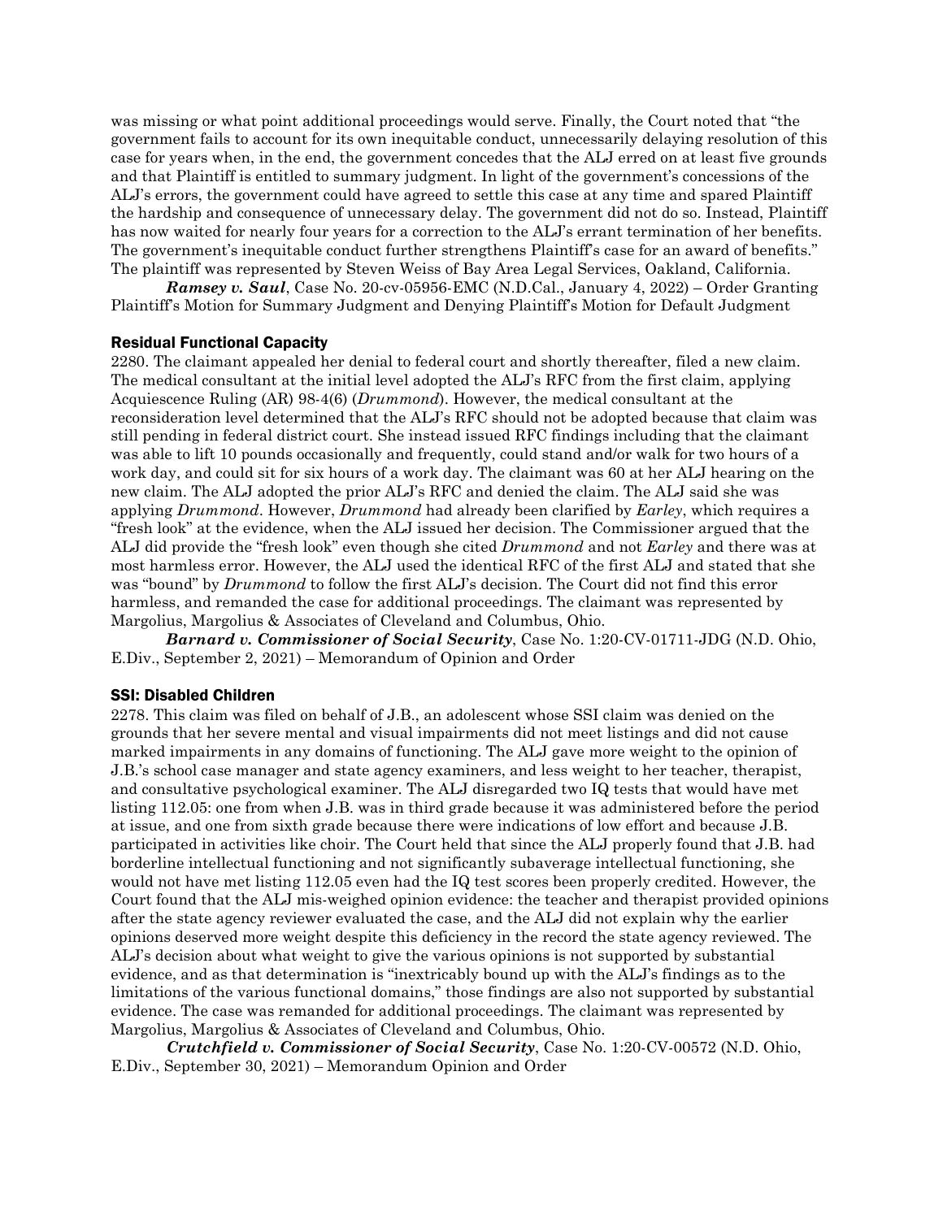was missing or what point additional proceedings would serve. Finally, the Court noted that "the government fails to account for its own inequitable conduct, unnecessarily delaying resolution of this case for years when, in the end, the government concedes that the ALJ erred on at least five grounds and that Plaintiff is entitled to summary judgment. In light of the government's concessions of the ALJ's errors, the government could have agreed to settle this case at any time and spared Plaintiff the hardship and consequence of unnecessary delay. The government did not do so. Instead, Plaintiff has now waited for nearly four years for a correction to the ALJ's errant termination of her benefits. The government's inequitable conduct further strengthens Plaintiff's case for an award of benefits." The plaintiff was represented by Steven Weiss of Bay Area Legal Services, Oakland, California.

***Ramsey v. Saul***, Case No. 20-cv-05956-EMC (N.D.Cal., January 4, 2022) – Order Granting Plaintiff's Motion for Summary Judgment and Denying Plaintiff's Motion for Default Judgment

### Residual Functional Capacity

2280. The claimant appealed her denial to federal court and shortly thereafter, filed a new claim. The medical consultant at the initial level adopted the ALJ's RFC from the first claim, applying Acquiescence Ruling (AR) 98-4(6) (*Drummond*). However, the medical consultant at the reconsideration level determined that the ALJ's RFC should not be adopted because that claim was still pending in federal district court. She instead issued RFC findings including that the claimant was able to lift 10 pounds occasionally and frequently, could stand and/or walk for two hours of a work day, and could sit for six hours of a work day. The claimant was 60 at her ALJ hearing on the new claim. The ALJ adopted the prior ALJ's RFC and denied the claim. The ALJ said she was applying *Drummond*. However, *Drummond* had already been clarified by *Earley*, which requires a "fresh look" at the evidence, when the ALJ issued her decision. The Commissioner argued that the ALJ did provide the "fresh look" even though she cited *Drummond* and not *Earley* and there was at most harmless error. However, the ALJ used the identical RFC of the first ALJ and stated that she was "bound" by *Drummond* to follow the first ALJ's decision. The Court did not find this error harmless, and remanded the case for additional proceedings. The claimant was represented by Margolius, Margolius & Associates of Cleveland and Columbus, Ohio.

***Barnard v. Commissioner of Social Security***, Case No. 1:20-CV-01711-JDG (N.D. Ohio, E.Div., September 2, 2021) – Memorandum of Opinion and Order

### SSI: Disabled Children

2278. This claim was filed on behalf of J.B., an adolescent whose SSI claim was denied on the grounds that her severe mental and visual impairments did not meet listings and did not cause marked impairments in any domains of functioning. The ALJ gave more weight to the opinion of J.B.'s school case manager and state agency examiners, and less weight to her teacher, therapist, and consultative psychological examiner. The ALJ disregarded two IQ tests that would have met listing 112.05: one from when J.B. was in third grade because it was administered before the period at issue, and one from sixth grade because there were indications of low effort and because J.B. participated in activities like choir. The Court held that since the ALJ properly found that J.B. had borderline intellectual functioning and not significantly subaverage intellectual functioning, she would not have met listing 112.05 even had the IQ test scores been properly credited. However, the Court found that the ALJ mis-weighed opinion evidence: the teacher and therapist provided opinions after the state agency reviewer evaluated the case, and the ALJ did not explain why the earlier opinions deserved more weight despite this deficiency in the record the state agency reviewed. The ALJ's decision about what weight to give the various opinions is not supported by substantial evidence, and as that determination is "inextricably bound up with the ALJ's findings as to the limitations of the various functional domains," those findings are also not supported by substantial evidence. The case was remanded for additional proceedings. The claimant was represented by Margolius, Margolius & Associates of Cleveland and Columbus, Ohio.

***Crutchfield v. Commissioner of Social Security***, Case No. 1:20-CV-00572 (N.D. Ohio, E.Div., September 30, 2021) – Memorandum Opinion and Order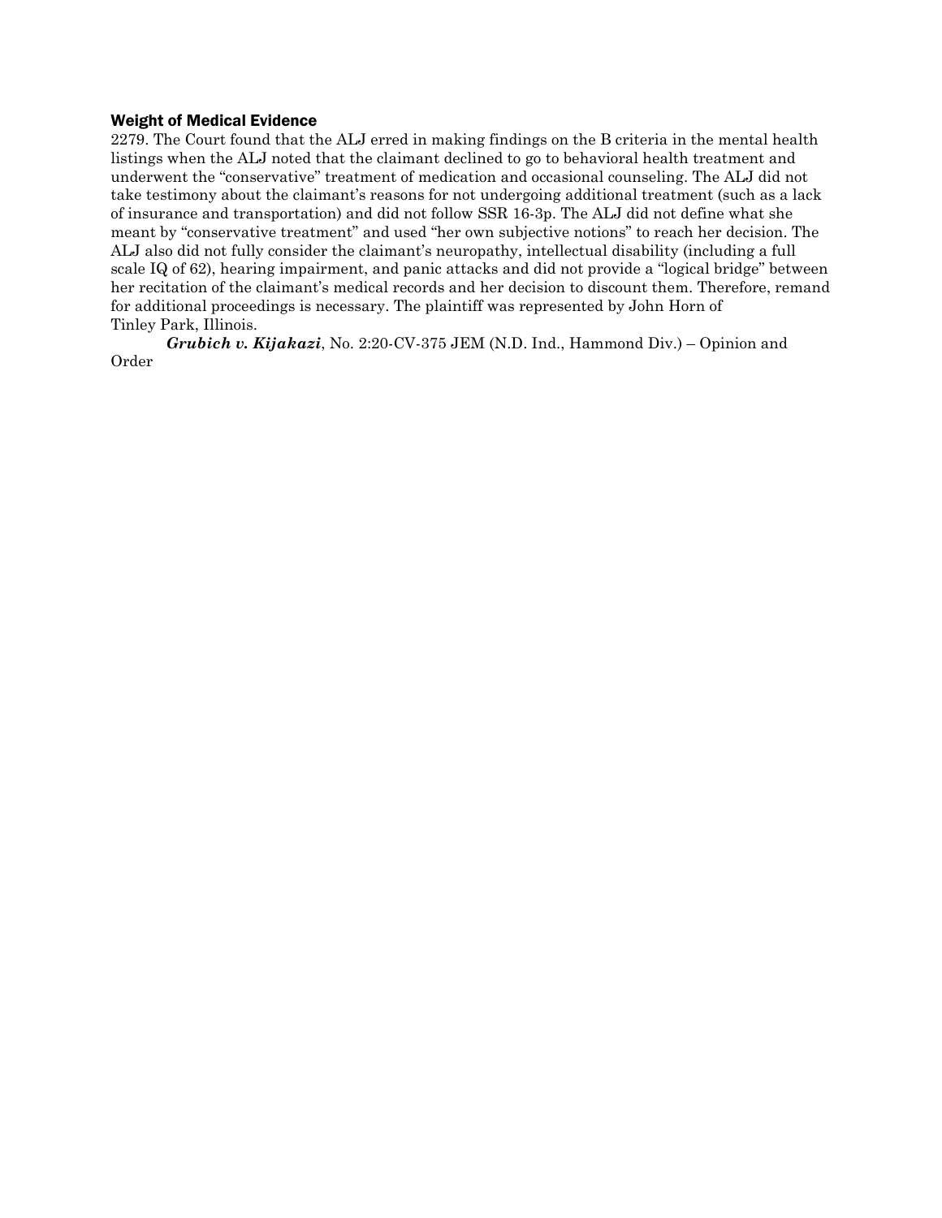### Weight of Medical Evidence

2279. The Court found that the ALJ erred in making findings on the B criteria in the mental health listings when the ALJ noted that the claimant declined to go to behavioral health treatment and underwent the "conservative" treatment of medication and occasional counseling. The ALJ did not take testimony about the claimant's reasons for not undergoing additional treatment (such as a lack of insurance and transportation) and did not follow SSR 16-3p. The ALJ did not define what she meant by "conservative treatment" and used "her own subjective notions" to reach her decision. The ALJ also did not fully consider the claimant's neuropathy, intellectual disability (including a full scale IQ of 62), hearing impairment, and panic attacks and did not provide a "logical bridge" between her recitation of the claimant's medical records and her decision to discount them. Therefore, remand for additional proceedings is necessary. The plaintiff was represented by John Horn of Tinley Park, Illinois.

***Grubich v. Kijakazi***, No. 2:20-CV-375 JEM (N.D. Ind., Hammond Div.) – Opinion and Order